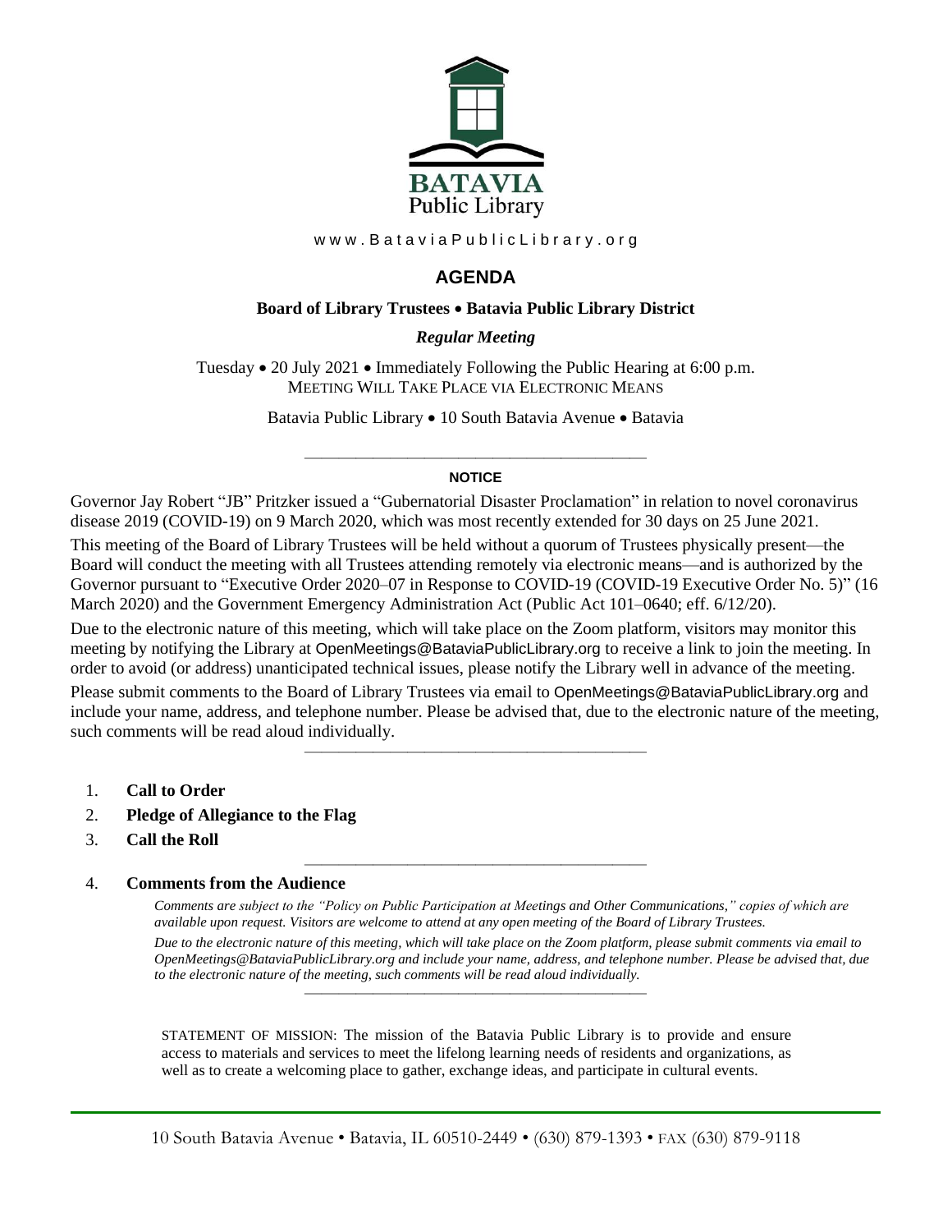BATAVIA
Public Library

www.BataviaPublicLibrary.org

# AGENDA

**Board of Library Trustees • Batavia Public Library District**

***Regular Meeting***

Tuesday • 20 July 2021 • Immediately Following the Public Hearing at 6:00 p.m.
MEETING WILL TAKE PLACE VIA ELECTRONIC MEANS

Batavia Public Library • 10 South Batavia Avenue • Batavia

---

**NOTICE**

Governor Jay Robert "JB" Pritzker issued a "Gubernatorial Disaster Proclamation" in relation to novel coronavirus disease 2019 (COVID-19) on 9 March 2020, which was most recently extended for 30 days on 25 June 2021.

This meeting of the Board of Library Trustees will be held without a quorum of Trustees physically present—the Board will conduct the meeting with all Trustees attending remotely via electronic means—and is authorized by the Governor pursuant to "Executive Order 2020–07 in Response to COVID-19 (COVID-19 Executive Order No. 5)" (16 March 2020) and the Government Emergency Administration Act (Public Act 101–0640; eff. 6/12/20).

Due to the electronic nature of this meeting, which will take place on the Zoom platform, visitors may monitor this meeting by notifying the Library at OpenMeetings@BataviaPublicLibrary.org to receive a link to join the meeting. In order to avoid (or address) unanticipated technical issues, please notify the Library well in advance of the meeting.

Please submit comments to the Board of Library Trustees via email to OpenMeetings@BataviaPublicLibrary.org and include your name, address, and telephone number. Please be advised that, due to the electronic nature of the meeting, such comments will be read aloud individually.

---

1. **Call to Order**
2. **Pledge of Allegiance to the Flag**
3. **Call the Roll**

---

4. **Comments from the Audience**

   *Comments are subject to the "Policy on Public Participation at Meetings and Other Communications," copies of which are available upon request. Visitors are welcome to attend at any open meeting of the Board of Library Trustees.*

   *Due to the electronic nature of this meeting, which will take place on the Zoom platform, please submit comments via email to OpenMeetings@BataviaPublicLibrary.org and include your name, address, and telephone number. Please be advised that, due to the electronic nature of the meeting, such comments will be read aloud individually.*

---

STATEMENT OF MISSION: The mission of the Batavia Public Library is to provide and ensure access to materials and services to meet the lifelong learning needs of residents and organizations, as well as to create a welcoming place to gather, exchange ideas, and participate in cultural events.

10 South Batavia Avenue • Batavia, IL 60510-2449 • (630) 879-1393 • FAX (630) 879-9118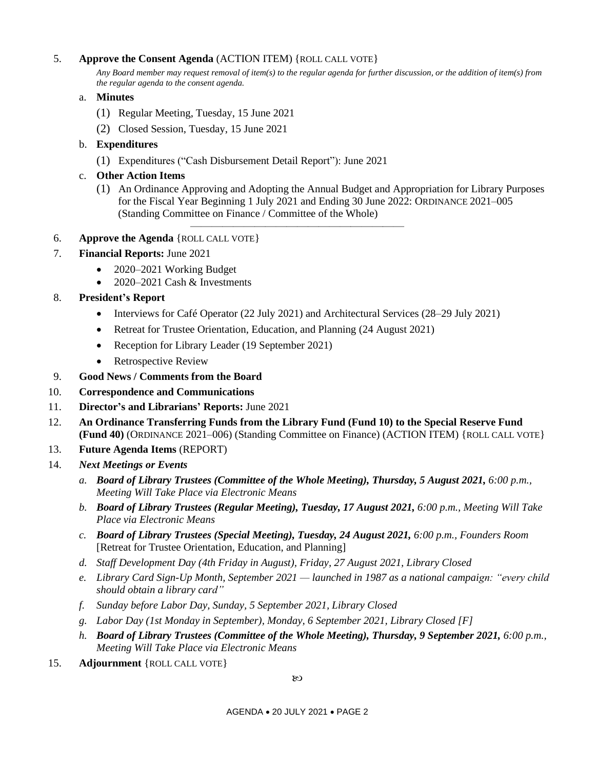5. **Approve the Consent Agenda** (ACTION ITEM) {ROLL CALL VOTE}

   *Any Board member may request removal of item(s) to the regular agenda for further discussion, or the addition of item(s) from the regular agenda to the consent agenda.*

   a. **Minutes**
      (1) Regular Meeting, Tuesday, 15 June 2021
      (2) Closed Session, Tuesday, 15 June 2021

   b. **Expenditures**
      (1) Expenditures ("Cash Disbursement Detail Report"): June 2021

   c. **Other Action Items**
      (1) An Ordinance Approving and Adopting the Annual Budget and Appropriation for Library Purposes for the Fiscal Year Beginning 1 July 2021 and Ending 30 June 2022: ORDINANCE 2021–005 (Standing Committee on Finance / Committee of the Whole)

---

6. **Approve the Agenda** {ROLL CALL VOTE}
7. **Financial Reports:** June 2021
   - 2020–2021 Working Budget
   - 2020–2021 Cash & Investments
8. **President's Report**
   - Interviews for Café Operator (22 July 2021) and Architectural Services (28–29 July 2021)
   - Retreat for Trustee Orientation, Education, and Planning (24 August 2021)
   - Reception for Library Leader (19 September 2021)
   - Retrospective Review
9. **Good News / Comments from the Board**
10. **Correspondence and Communications**
11. **Director's and Librarians' Reports:** June 2021
12. **An Ordinance Transferring Funds from the Library Fund (Fund 10) to the Special Reserve Fund (Fund 40)** (ORDINANCE 2021–006) (Standing Committee on Finance) (ACTION ITEM) {ROLL CALL VOTE}
13. **Future Agenda Items** (REPORT)
14. ***Next Meetings or Events***
    a. ***Board of Library Trustees (Committee of the Whole Meeting), Thursday, 5 August 2021,*** *6:00 p.m., Meeting Will Take Place via Electronic Means*
    b. ***Board of Library Trustees (Regular Meeting), Tuesday, 17 August 2021,*** *6:00 p.m., Meeting Will Take Place via Electronic Means*
    c. ***Board of Library Trustees (Special Meeting), Tuesday, 24 August 2021,*** *6:00 p.m., Founders Room* [Retreat for Trustee Orientation, Education, and Planning]
    d. *Staff Development Day (4th Friday in August), Friday, 27 August 2021, Library Closed*
    e. *Library Card Sign-Up Month, September 2021 — launched in 1987 as a national campaign: "every child should obtain a library card"*
    f. *Sunday before Labor Day, Sunday, 5 September 2021, Library Closed*
    g. *Labor Day (1st Monday in September), Monday, 6 September 2021, Library Closed [F]*
    h. ***Board of Library Trustees (Committee of the Whole Meeting), Thursday, 9 September 2021,*** *6:00 p.m., Meeting Will Take Place via Electronic Means*
15. **Adjournment** {ROLL CALL VOTE}

℘